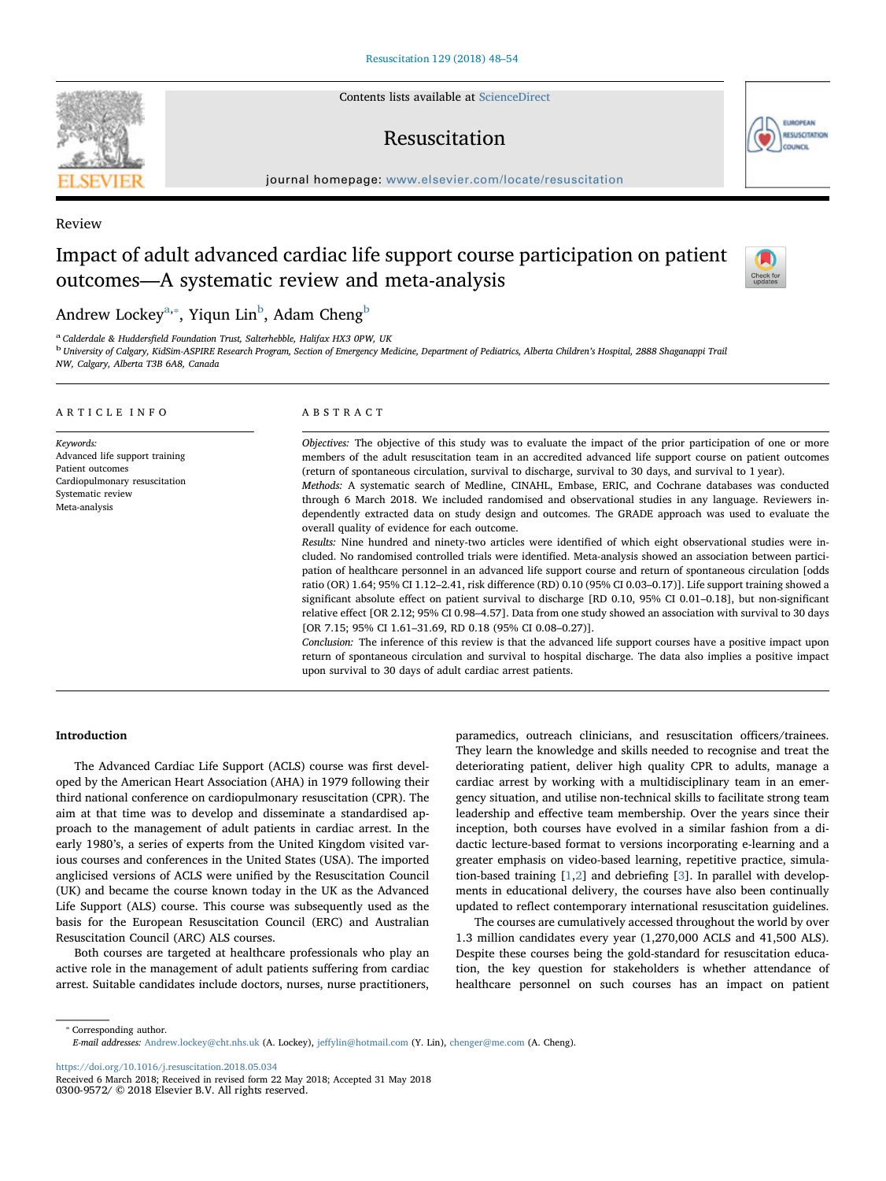Review

# Impact of adult advanced cardiac life support course participation on patient outcomes—A systematic review and meta-analysis

Andrew Lockey[a,*], Yiqun Lin[b], Adam Cheng[b]

[a] Calderdale & Huddersfield Foundation Trust, Salterhebble, Halifax HX3 0PW, UK

[b] University of Calgary, KidSim-ASPIRE Research Program, Section of Emergency Medicine, Department of Pediatrics, Alberta Children's Hospital, 2888 Shaganappi Trail NW, Calgary, Alberta T3B 6A8, Canada

## ARTICLE INFO

*Keywords:*
Advanced life support training
Patient outcomes
Cardiopulmonary resuscitation
Systematic review
Meta-analysis

## ABSTRACT

*Objectives:* The objective of this study was to evaluate the impact of the prior participation of one or more members of the adult resuscitation team in an accredited advanced life support course on patient outcomes (return of spontaneous circulation, survival to discharge, survival to 30 days, and survival to 1 year).

*Methods:* A systematic search of Medline, CINAHL, Embase, ERIC, and Cochrane databases was conducted through 6 March 2018. We included randomised and observational studies in any language. Reviewers independently extracted data on study design and outcomes. The GRADE approach was used to evaluate the overall quality of evidence for each outcome.

*Results:* Nine hundred and ninety-two articles were identified of which eight observational studies were included. No randomised controlled trials were identified. Meta-analysis showed an association between participation of healthcare personnel in an advanced life support course and return of spontaneous circulation [odds ratio (OR) 1.64; 95% CI 1.12–2.41, risk difference (RD) 0.10 (95% CI 0.03–0.17)]. Life support training showed a significant absolute effect on patient survival to discharge [RD 0.10, 95% CI 0.01–0.18], but non-significant relative effect [OR 2.12; 95% CI 0.98–4.57]. Data from one study showed an association with survival to 30 days [OR 7.15; 95% CI 1.61–31.69, RD 0.18 (95% CI 0.08–0.27)].

*Conclusion:* The inference of this review is that the advanced life support courses have a positive impact upon return of spontaneous circulation and survival to hospital discharge. The data also implies a positive impact upon survival to 30 days of adult cardiac arrest patients.

## Introduction

The Advanced Cardiac Life Support (ACLS) course was first developed by the American Heart Association (AHA) in 1979 following their third national conference on cardiopulmonary resuscitation (CPR). The aim at that time was to develop and disseminate a standardised approach to the management of adult patients in cardiac arrest. In the early 1980's, a series of experts from the United Kingdom visited various courses and conferences in the United States (USA). The imported anglicised versions of ACLS were unified by the Resuscitation Council (UK) and became the course known today in the UK as the Advanced Life Support (ALS) course. This course was subsequently used as the basis for the European Resuscitation Council (ERC) and Australian Resuscitation Council (ARC) ALS courses.

Both courses are targeted at healthcare professionals who play an active role in the management of adult patients suffering from cardiac arrest. Suitable candidates include doctors, nurses, nurse practitioners, paramedics, outreach clinicians, and resuscitation officers/trainees. They learn the knowledge and skills needed to recognise and treat the deteriorating patient, deliver high quality CPR to adults, manage a cardiac arrest by working with a multidisciplinary team in an emergency situation, and utilise non-technical skills to facilitate strong team leadership and effective team membership. Over the years since their inception, both courses have evolved in a similar fashion from a didactic lecture-based format to versions incorporating e-learning and a greater emphasis on video-based learning, repetitive practice, simulation-based training [1,2] and debriefing [3]. In parallel with developments in educational delivery, the courses have also been continually updated to reflect contemporary international resuscitation guidelines.

The courses are cumulatively accessed throughout the world by over 1.3 million candidates every year (1,270,000 ACLS and 41,500 ALS). Despite these courses being the gold-standard for resuscitation education, the key question for stakeholders is whether attendance of healthcare personnel on such courses has an impact on patient

* Corresponding author.
*E-mail addresses:* Andrew.lockey@cht.nhs.uk (A. Lockey), jeffylin@hotmail.com (Y. Lin), chenger@me.com (A. Cheng).

https://doi.org/10.1016/j.resuscitation.2018.05.034
Received 6 March 2018; Received in revised form 22 May 2018; Accepted 31 May 2018
0300-9572/ © 2018 Elsevier B.V. All rights reserved.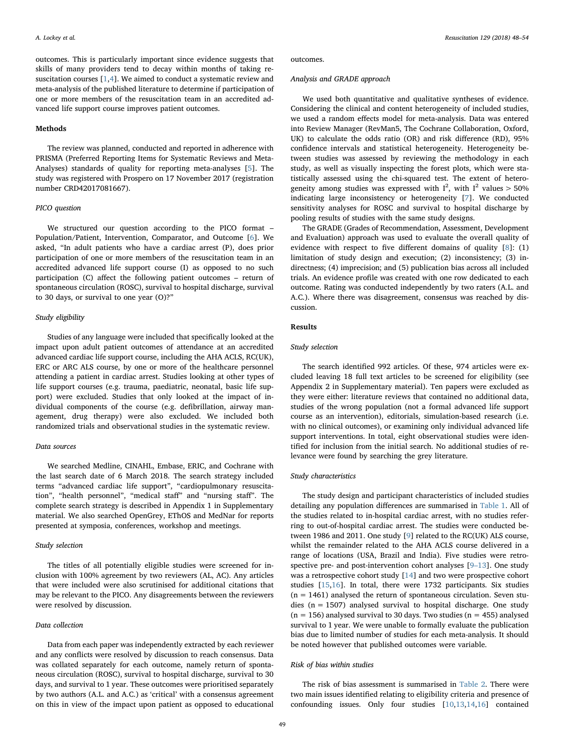outcomes. This is particularly important since evidence suggests that skills of many providers tend to decay within months of taking resuscitation courses [1,4]. We aimed to conduct a systematic review and meta-analysis of the published literature to determine if participation of one or more members of the resuscitation team in an accredited advanced life support course improves patient outcomes.

## Methods

The review was planned, conducted and reported in adherence with PRISMA (Preferred Reporting Items for Systematic Reviews and Meta-Analyses) standards of quality for reporting meta-analyses [5]. The study was registered with Prospero on 17 November 2017 (registration number CRD42017081667).

### *PICO question*

We structured our question according to the PICO format – Population/Patient, Intervention, Comparator, and Outcome [6]. We asked, "In adult patients who have a cardiac arrest (P), does prior participation of one or more members of the resuscitation team in an accredited advanced life support course (I) as opposed to no such participation (C) affect the following patient outcomes – return of spontaneous circulation (ROSC), survival to hospital discharge, survival to 30 days, or survival to one year (O)?"

### *Study eligibility*

Studies of any language were included that specifically looked at the impact upon adult patient outcomes of attendance at an accredited advanced cardiac life support course, including the AHA ACLS, RC(UK), ERC or ARC ALS course, by one or more of the healthcare personnel attending a patient in cardiac arrest. Studies looking at other types of life support courses (e.g. trauma, paediatric, neonatal, basic life support) were excluded. Studies that only looked at the impact of individual components of the course (e.g. defibrillation, airway management, drug therapy) were also excluded. We included both randomized trials and observational studies in the systematic review.

### *Data sources*

We searched Medline, CINAHL, Embase, ERIC, and Cochrane with the last search date of 6 March 2018. The search strategy included terms "advanced cardiac life support", "cardiopulmonary resuscitation", "health personnel", "medical staff" and "nursing staff". The complete search strategy is described in Appendix 1 in Supplementary material. We also searched OpenGrey, EThOS and MedNar for reports presented at symposia, conferences, workshop and meetings.

### *Study selection*

The titles of all potentially eligible studies were screened for inclusion with 100% agreement by two reviewers (AL, AC). Any articles that were included were also scrutinised for additional citations that may be relevant to the PICO. Any disagreements between the reviewers were resolved by discussion.

### *Data collection*

Data from each paper was independently extracted by each reviewer and any conflicts were resolved by discussion to reach consensus. Data was collated separately for each outcome, namely return of spontaneous circulation (ROSC), survival to hospital discharge, survival to 30 days, and survival to 1 year. These outcomes were prioritised separately by two authors (A.L. and A.C.) as 'critical' with a consensus agreement on this in view of the impact upon patient as opposed to educational outcomes.

### *Analysis and GRADE approach*

We used both quantitative and qualitative syntheses of evidence. Considering the clinical and content heterogeneity of included studies, we used a random effects model for meta-analysis. Data was entered into Review Manager (RevMan5, The Cochrane Collaboration, Oxford, UK) to calculate the odds ratio (OR) and risk difference (RD), 95% confidence intervals and statistical heterogeneity. Heterogeneity between studies was assessed by reviewing the methodology in each study, as well as visually inspecting the forest plots, which were statistically assessed using the chi-squared test. The extent of heterogeneity among studies was expressed with $I^2$, with $I^2$ values > 50% indicating large inconsistency or heterogeneity [7]. We conducted sensitivity analyses for ROSC and survival to hospital discharge by pooling results of studies with the same study designs.

The GRADE (Grades of Recommendation, Assessment, Development and Evaluation) approach was used to evaluate the overall quality of evidence with respect to five different domains of quality [8]: (1) limitation of study design and execution; (2) inconsistency; (3) indirectness; (4) imprecision; and (5) publication bias across all included trials. An evidence profile was created with one row dedicated to each outcome. Rating was conducted independently by two raters (A.L. and A.C.). Where there was disagreement, consensus was reached by discussion.

## Results

### *Study selection*

The search identified 992 articles. Of these, 974 articles were excluded leaving 18 full text articles to be screened for eligibility (see Appendix 2 in Supplementary material). Ten papers were excluded as they were either: literature reviews that contained no additional data, studies of the wrong population (not a formal advanced life support course as an intervention), editorials, simulation-based research (i.e. with no clinical outcomes), or examining only individual advanced life support interventions. In total, eight observational studies were identified for inclusion from the initial search. No additional studies of relevance were found by searching the grey literature.

### *Study characteristics*

The study design and participant characteristics of included studies detailing any population differences are summarised in Table 1. All of the studies related to in-hospital cardiac arrest, with no studies referring to out-of-hospital cardiac arrest. The studies were conducted between 1986 and 2011. One study [9] related to the RC(UK) ALS course, whilst the remainder related to the AHA ACLS course delivered in a range of locations (USA, Brazil and India). Five studies were retrospective pre- and post-intervention cohort analyses [9–13]. One study was a retrospective cohort study [14] and two were prospective cohort studies [15,16]. In total, there were 1732 participants. Six studies (n = 1461) analysed the return of spontaneous circulation. Seven studies (n = 1507) analysed survival to hospital discharge. One study (n = 156) analysed survival to 30 days. Two studies (n = 455) analysed survival to 1 year. We were unable to formally evaluate the publication bias due to limited number of studies for each meta-analysis. It should be noted however that published outcomes were variable.

### *Risk of bias within studies*

The risk of bias assessment is summarised in Table 2. There were two main issues identified relating to eligibility criteria and presence of confounding issues. Only four studies [10,13,14,16] contained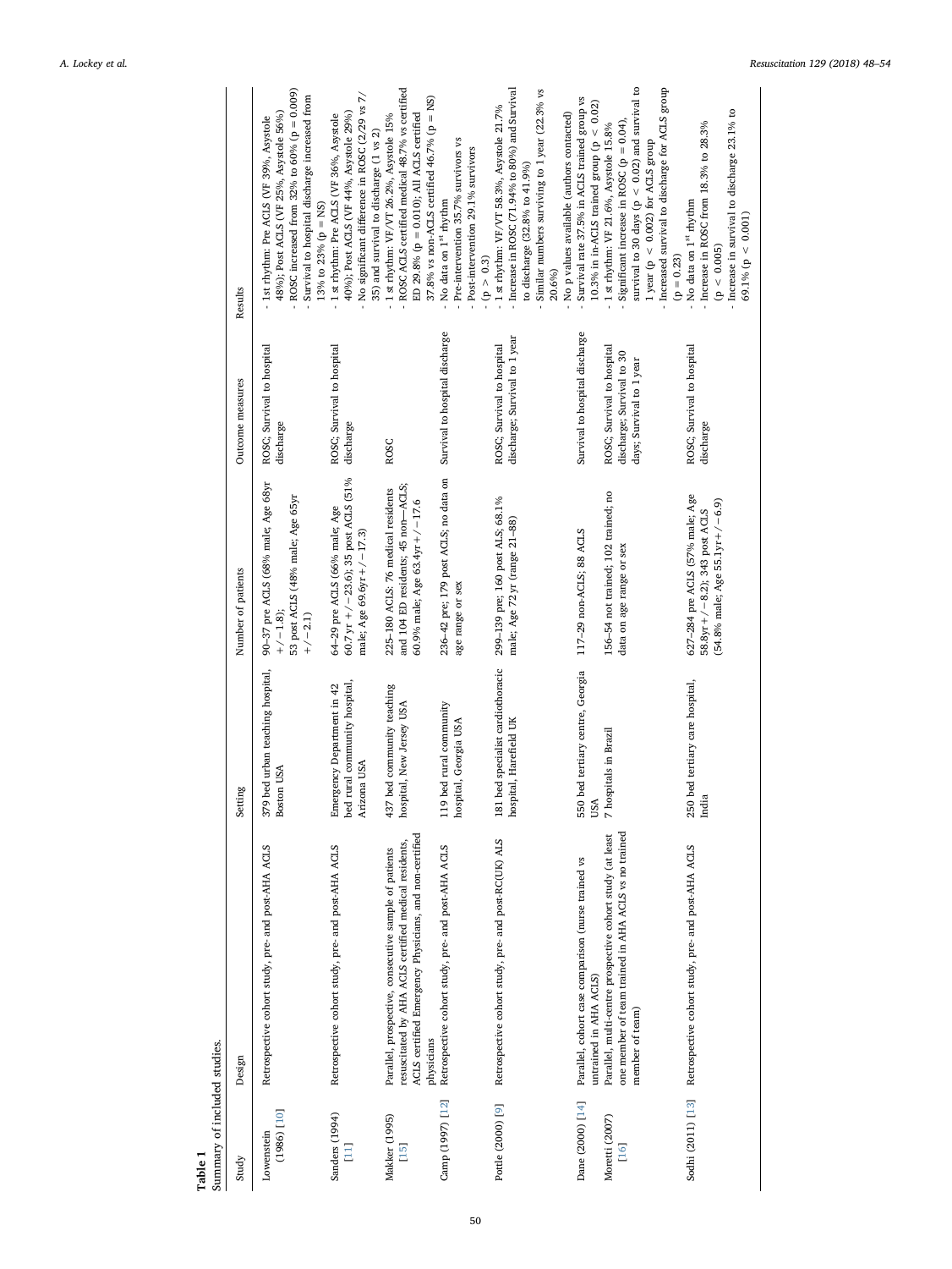**Table 1**
Summary of included studies.

| Study | Design | Setting | Number of patients | Outcome measures | Results |
|---|---|---|---|---|---|
| Lowenstein (1986) [10] | Retrospective cohort study, pre- and post-AHA ACLS | 379 bed urban teaching hospital, Boston USA | 90–37 pre ACLS (68% male; Age 68yr +/−1.8); 53 post ACLS (48% male; Age 65yr +/−2.1) | ROSC; Survival to hospital discharge | - 1st rhythm: Pre ACLS (VF 39%, Asystole 48%); Post ACLS (VF 25%, Asystole 56%) - ROSC increased from 32% to 60% (p = 0.009) - Survival to hospital discharge increased from 13% to 23% (p = NS) |
| Sanders (1994) [11] | Retrospective cohort study, pre- and post-AHA ACLS | Emergency Department in 42 bed rural community hospital, Arizona USA | 64–29 pre ACLS (66% male; Age 60.7 yr +/−23.6); 35 post ACLS (51% male; Age 69.6yr +/−17.3) | ROSC; Survival to hospital discharge | - 1 st rhythm: Pre ACLS (VF 36%, Asystole 40%); Post ACLS (VF 44%, Asystole 29%) - No significant difference in ROSC (2/29 vs 7/35) and survival to discharge (1 vs 2) |
| Makker (1995) [15] | Parallel, prospective, consecutive sample of patients resuscitated by AHA ACLS certified medical residents, ACLS certified Emergency Physicians, and non-certified physicians | 437 bed community teaching hospital, New Jersey USA | 225–180 ACLS: 76 medical residents and 104 ED residents; 45 non—ACLS; 60.9% male; Age 63.4yr +/−17.6 | ROSC | - 1 st rhythm: VF/VT 26.2%, Asystole 15% - ROSC ACLS certified medical 48.7% vs certified ED 29.8% (p = 0.010); All ACLS certified 37.8% vs non-ACLS certified 46.7% (p = NS) |
| Camp (1997) [12] | Retrospective cohort study, pre- and post-AHA ACLS | 119 bed rural community hospital, Georgia USA | 236–42 pre; 179 post ACLS; no data on age range or sex | Survival to hospital discharge | - No data on 1st rhythm - Pre-intervention 35.7% survivors vs Post-intervention 29.1% survivors (p > 0.3) |
| Pottle (2000) [9] | Retrospective cohort study, pre- and post-RC(UK) ALS | 181 bed specialist cardiothoracic hospital, Harefield UK | 299–139 pre; 160 post ALS; 68.1% male; Age 72 yr (range 21–88) | ROSC; Survival to hospital discharge; Survival to 1 year | - 1 st rhythm: VF/VT 58.3%, Asystole 21.7% - Increase in ROSC (71.94% to 80%) and Survival to discharge (32.8% to 41.9%) - Similar numbers surviving to 1 year (22.3% vs 20.6%) - No p values available (authors contacted) |
| Dane (2000) [14] | Parallel, cohort case comparison (nurse trained vs untrained in AHA ACLS) | 550 bed tertiary centre, Georgia USA | 117–29 non-ACLS; 88 ACLS | Survival to hospital discharge | - Survival rate 37.5% in ACLS trained group vs 10.3% in in-ACLS trained group (p < 0.02) |
| Moretti (2007) [16] | Parallel, multi-centre prospective cohort study (at least one member of team trained in AHA ACLS vs no trained member of team) | 7 hospitals in Brazil | 156–54 not trained; 102 trained; no data on age range or sex | ROSC; Survival to hospital discharge; Survival to 30 days; Survival to 1 year | - 1 st rhythm: VF 21.6%, Asystole 15.8% - Significant increase in ROSC (p = 0.04), survival to 30 days (p < 0.02) and survival to 1 year (p < 0.002) for ACLS group - Increased survival to discharge for ACLS group (p = 0.23) |
| Sodhi (2011) [13] | Retrospective cohort study, pre- and post-AHA ACLS | 250 bed tertiary care hospital, India | 627–284 pre ACLS (57% male; Age 58.8yr +/−8.2); 343 post ACLS (54.8% male; Age 55.1yr +/−6.9) | ROSC; Survival to hospital discharge | - No data on 1st rhythm - Increase in ROSC from 18.3% to 28.3% (p < 0.005) - Increase in survival to discharge 23.1% to 69.1% (p < 0.001) |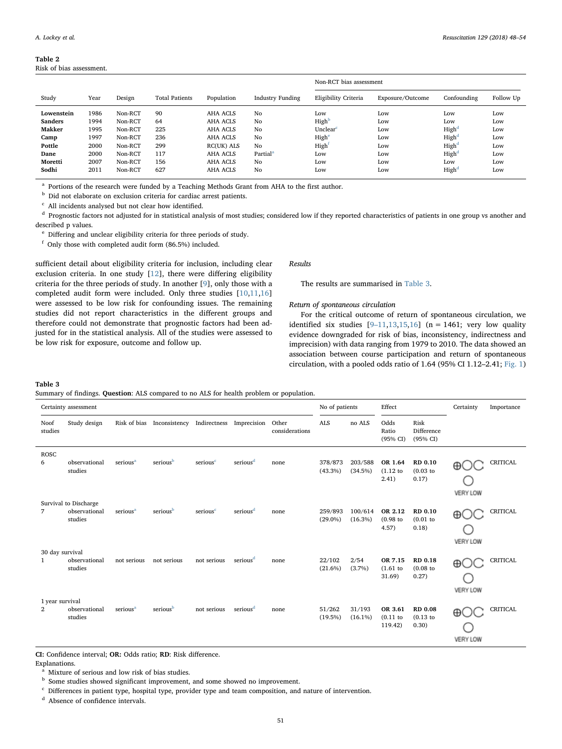**Table 2**
Risk of bias assessment.

| Study | Year | Design | Total Patients | Population | Industry Funding | Non-RCT bias assessment | | | |
|---|---|---|---|---|---|---|---|---|---|
| | | | | | | Eligibility Criteria | Exposure/Outcome | Confounding | Follow Up |
| **Lowenstein** | 1986 | Non-RCT | 90 | AHA ACLS | No | Low | Low | Low | Low |
| **Sanders** | 1994 | Non-RCT | 64 | AHA ACLS | No | High[b] | Low | Low | Low |
| **Makker** | 1995 | Non-RCT | 225 | AHA ACLS | No | Unclear[c] | Low | High[d] | Low |
| **Camp** | 1997 | Non-RCT | 236 | AHA ACLS | No | High[e] | Low | High[d] | Low |
| **Pottle** | 2000 | Non-RCT | 299 | RC(UK) ALS | No | High[f] | Low | High[d] | Low |
| **Dane** | 2000 | Non-RCT | 117 | AHA ACLS | Partial[a] | Low | Low | High[d] | Low |
| **Moretti** | 2007 | Non-RCT | 156 | AHA ACLS | No | Low | Low | Low | Low |
| **Sodhi** | 2011 | Non-RCT | 627 | AHA ACLS | No | Low | Low | High[d] | Low |

[a] Portions of the research were funded by a Teaching Methods Grant from AHA to the first author.
[b] Did not elaborate on exclusion criteria for cardiac arrest patients.
[c] All incidents analysed but not clear how identified.
[d] Prognostic factors not adjusted for in statistical analysis of most studies; considered low if they reported characteristics of patients in one group vs another and described p values.
[e] Differing and unclear eligibility criteria for three periods of study.
[f] Only those with completed audit form (86.5%) included.

sufficient detail about eligibility criteria for inclusion, including clear exclusion criteria. In one study [12], there were differing eligibility criteria for the three periods of study. In another [9], only those with a completed audit form were included. Only three studies [10,11,16] were assessed to be low risk for confounding issues. The remaining studies did not report characteristics in the different groups and therefore could not demonstrate that prognostic factors had been adjusted for in the statistical analysis. All of the studies were assessed to be low risk for exposure, outcome and follow up.

### Results

The results are summarised in Table 3.

#### Return of spontaneous circulation

For the critical outcome of return of spontaneous circulation, we identified six studies [9–11,13,15,16] (n = 1461; very low quality evidence downgraded for risk of bias, inconsistency, indirectness and imprecision) with data ranging from 1979 to 2010. The data showed an association between course participation and return of spontaneous circulation, with a pooled odds ratio of 1.64 (95% CI 1.12–2.41; Fig. 1)

**Table 3**
Summary of findings. **Question**: ALS compared to no ALS for health problem or population.

| Certainty assessment | | | | | | | No of patients | | Effect | | Certainty | Importance |
|---|---|---|---|---|---|---|---|---|---|---|---|---|
| Noof studies | Study design | Risk of bias | Inconsistency | Indirectness | Imprecision | Other considerations | ALS | no ALS | Odds Ratio (95% CI) | Risk Difference (95% CI) | | |
| **ROSC** | | | | | | | | | | | | |
| 6 | observational studies | serious[a] | serious[b] | serious[c] | serious[d] | none | 378/873 (43.3%) | 203/588 (34.5%) | **OR 1.64** (1.12 to 2.41) | **RD 0.10** (0.03 to 0.17) | ⊕◯◯◯ VERY LOW | CRITICAL |
| **Survival to Discharge** | | | | | | | | | | | | |
| 7 | observational studies | serious[a] | serious[b] | serious[c] | serious[d] | none | 259/893 (29.0%) | 100/614 (16.3%) | **OR 2.12** (0.98 to 4.57) | **RD 0.10** (0.01 to 0.18) | ⊕◯◯◯ VERY LOW | CRITICAL |
| **30 day survival** | | | | | | | | | | | | |
| 1 | observational studies | not serious | not serious | not serious | serious[d] | none | 22/102 (21.6%) | 2/54 (3.7%) | **OR 7.15** (1.61 to 31.69) | **RD 0.18** (0.08 to 0.27) | ⊕◯◯◯ VERY LOW | CRITICAL |
| **1 year survival** | | | | | | | | | | | | |
| 2 | observational studies | serious[a] | serious[b] | not serious | serious[d] | none | 51/262 (19.5%) | 31/193 (16.1%) | **OR 3.61** (0.11 to 119.42) | **RD 0.08** (0.13 to 0.30) | ⊕◯◯◯ VERY LOW | CRITICAL |

**CI:** Confidence interval; **OR:** Odds ratio; **RD**: Risk difference.
Explanations.
[a] Mixture of serious and low risk of bias studies.
[b] Some studies showed significant improvement, and some showed no improvement.
[c] Differences in patient type, hospital type, provider type and team composition, and nature of intervention.
[d] Absence of confidence intervals.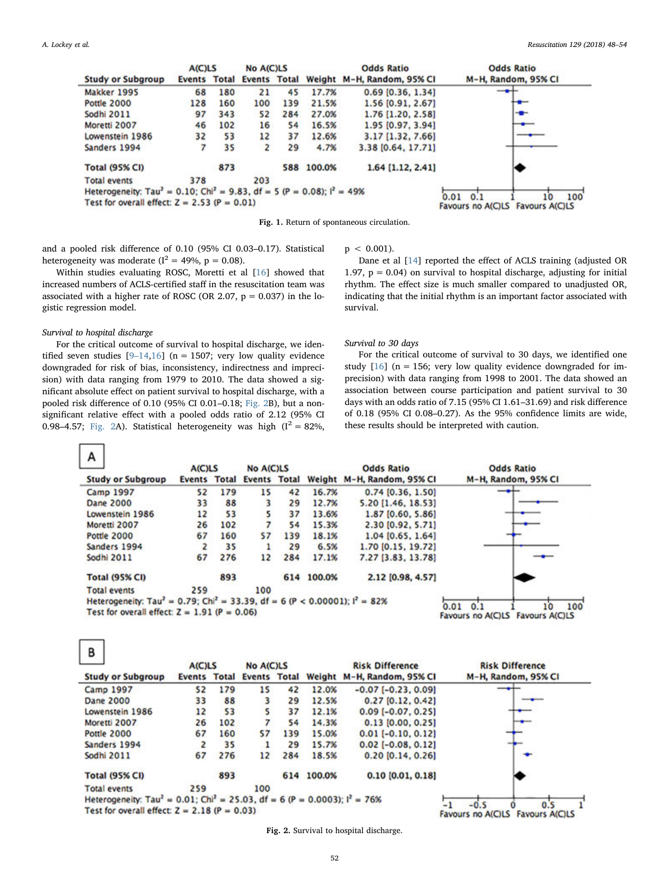| Study or Subgroup | A(C)LS Events | A(C)LS Total | No A(C)LS Events | No A(C)LS Total | Weight | Odds Ratio M-H, Random, 95% CI |
|---|---|---|---|---|---|---|
| Makker 1995 | 68 | 180 | 21 | 45 | 17.7% | 0.69 [0.36, 1.34] |
| Pottle 2000 | 128 | 160 | 100 | 139 | 21.5% | 1.56 [0.91, 2.67] |
| Sodhi 2011 | 97 | 343 | 52 | 284 | 27.0% | 1.76 [1.20, 2.58] |
| Moretti 2007 | 46 | 102 | 16 | 54 | 16.5% | 1.95 [0.97, 3.94] |
| Lowenstein 1986 | 32 | 53 | 12 | 37 | 12.6% | 3.17 [1.32, 7.66] |
| Sanders 1994 | 7 | 35 | 2 | 29 | 4.7% | 3.38 [0.64, 17.71] |
| **Total (95% CI)** | | 873 | | 588 | 100.0% | 1.64 [1.12, 2.41] |
| Total events | 378 | | 203 | | | |

Heterogeneity: $Tau^2 = 0.10$; $Chi^2 = 9.83$, df = 5 (P = 0.08); $I^2 = 49\%$
Test for overall effect: Z = 2.53 (P = 0.01)

Favours no A(C)LS | Favours A(C)LS

**Fig. 1.** Return of spontaneous circulation.

and a pooled risk difference of 0.10 (95% CI 0.03–0.17). Statistical heterogeneity was moderate ($I^2 = 49\%$, p = 0.08).

Within studies evaluating ROSC, Moretti et al [16] showed that increased numbers of ACLS-certified staff in the resuscitation team was associated with a higher rate of ROSC (OR 2.07, p = 0.037) in the logistic regression model.

*Survival to hospital discharge*

For the critical outcome of survival to hospital discharge, we identified seven studies [9–14,16] (n = 1507; very low quality evidence downgraded for risk of bias, inconsistency, indirectness and imprecision) with data ranging from 1979 to 2010. The data showed a significant absolute effect on patient survival to hospital discharge, with a pooled risk difference of 0.10 (95% CI 0.01–0.18; Fig. 2B), but a non-significant relative effect with a pooled odds ratio of 2.12 (95% CI 0.98–4.57; Fig. 2A). Statistical heterogeneity was high ($I^2 = 82\%$, $p < 0.001$).

Dane et al [14] reported the effect of ACLS training (adjusted OR 1.97, p = 0.04) on survival to hospital discharge, adjusting for initial rhythm. The effect size is much smaller compared to unadjusted OR, indicating that the initial rhythm is an important factor associated with survival.

*Survival to 30 days*

For the critical outcome of survival to 30 days, we identified one study [16] (n = 156; very low quality evidence downgraded for imprecision) with data ranging from 1998 to 2001. The data showed an association between course participation and patient survival to 30 days with an odds ratio of 7.15 (95% CI 1.61–31.69) and risk difference of 0.18 (95% CI 0.08–0.27). As the 95% confidence limits are wide, these results should be interpreted with caution.

**A**

| Study or Subgroup | A(C)LS Events | A(C)LS Total | No A(C)LS Events | No A(C)LS Total | Weight | Odds Ratio M-H, Random, 95% CI |
|---|---|---|---|---|---|---|
| Camp 1997 | 52 | 179 | 15 | 42 | 16.7% | 0.74 [0.36, 1.50] |
| Dane 2000 | 33 | 88 | 3 | 29 | 12.7% | 5.20 [1.46, 18.53] |
| Lowenstein 1986 | 12 | 53 | 5 | 37 | 13.6% | 1.87 [0.60, 5.86] |
| Moretti 2007 | 26 | 102 | 7 | 54 | 15.3% | 2.30 [0.92, 5.71] |
| Pottle 2000 | 67 | 160 | 57 | 139 | 18.1% | 1.04 [0.65, 1.64] |
| Sanders 1994 | 2 | 35 | 1 | 29 | 6.5% | 1.70 [0.15, 19.72] |
| Sodhi 2011 | 67 | 276 | 12 | 284 | 17.1% | 7.27 [3.83, 13.78] |
| **Total (95% CI)** | | 893 | | 614 | 100.0% | 2.12 [0.98, 4.57] |
| Total events | 259 | | 100 | | | |

Heterogeneity: $Tau^2 = 0.79$; $Chi^2 = 33.39$, df = 6 (P < 0.00001); $I^2 = 82\%$
Test for overall effect: Z = 1.91 (P = 0.06)

Favours no A(C)LS | Favours A(C)LS

**B**

| Study or Subgroup | A(C)LS Events | A(C)LS Total | No A(C)LS Events | No A(C)LS Total | Weight | Risk Difference M-H, Random, 95% CI |
|---|---|---|---|---|---|---|
| Camp 1997 | 52 | 179 | 15 | 42 | 12.0% | −0.07 [−0.23, 0.09] |
| Dane 2000 | 33 | 88 | 3 | 29 | 12.5% | 0.27 [0.12, 0.42] |
| Lowenstein 1986 | 12 | 53 | 5 | 37 | 12.1% | 0.09 [−0.07, 0.25] |
| Moretti 2007 | 26 | 102 | 7 | 54 | 14.3% | 0.13 [0.00, 0.25] |
| Pottle 2000 | 67 | 160 | 57 | 139 | 15.0% | 0.01 [−0.10, 0.12] |
| Sanders 1994 | 2 | 35 | 1 | 29 | 15.7% | 0.02 [−0.08, 0.12] |
| Sodhi 2011 | 67 | 276 | 12 | 284 | 18.5% | 0.20 [0.14, 0.26] |
| **Total (95% CI)** | | 893 | | 614 | 100.0% | 0.10 [0.01, 0.18] |
| Total events | 259 | | 100 | | | |

Heterogeneity: $Tau^2 = 0.01$; $Chi^2 = 25.03$, df = 6 (P = 0.0003); $I^2 = 76\%$
Test for overall effect: Z = 2.18 (P = 0.03)

Favours no A(C)LS | Favours A(C)LS

**Fig. 2.** Survival to hospital discharge.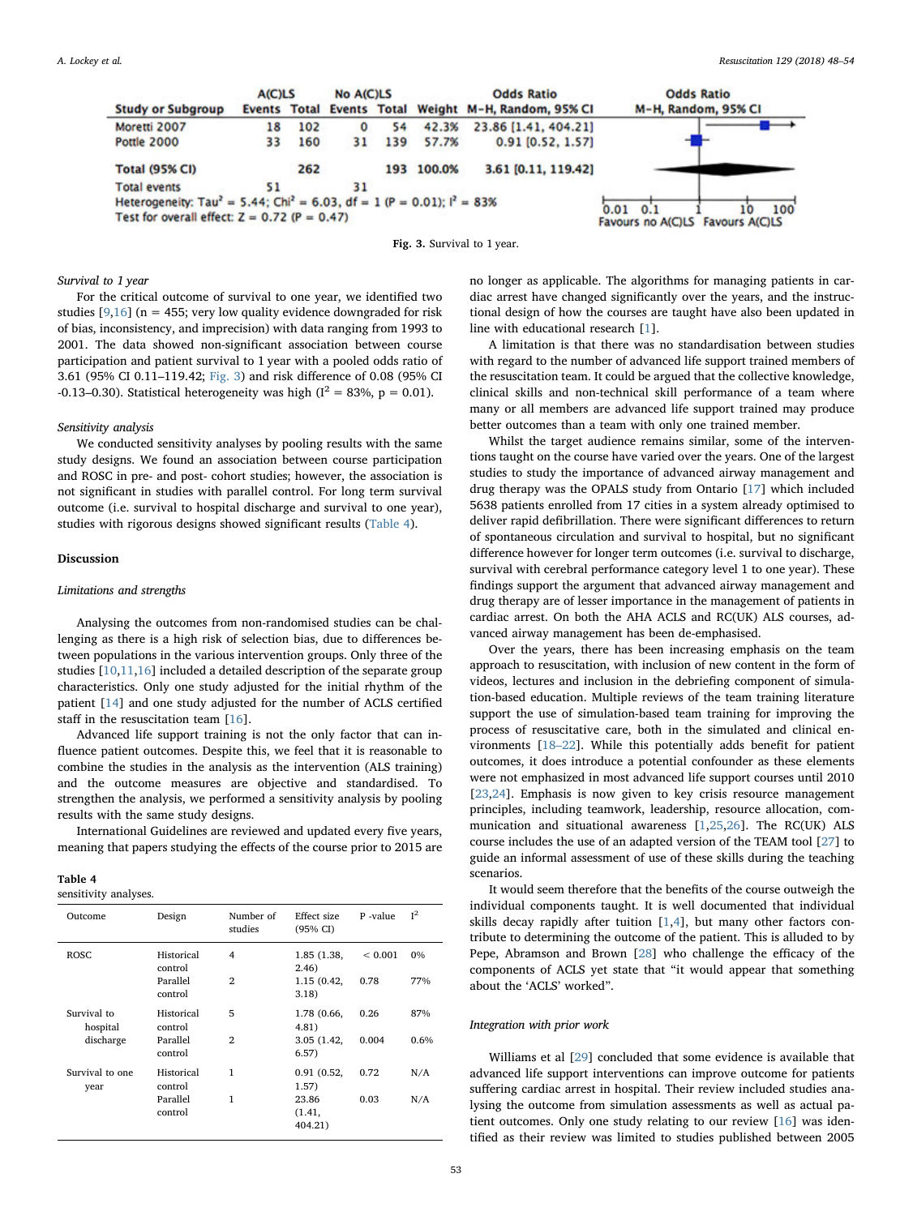| Study or Subgroup | A(C)LS Events | A(C)LS Total | No A(C)LS Events | No A(C)LS Total | Weight | Odds Ratio M-H, Random, 95% CI |
|---|---|---|---|---|---|---|
| Moretti 2007 | 18 | 102 | 0 | 54 | 42.3% | 23.86 [1.41, 404.21] |
| Pottle 2000 | 33 | 160 | 31 | 139 | 57.7% | 0.91 [0.52, 1.57] |
| **Total (95% CI)** | | **262** | | **193** | **100.0%** | **3.61 [0.11, 119.42]** |
| Total events | 51 | | 31 | | | |

Heterogeneity: $Tau^2 = 5.44$; $Chi^2 = 6.03$, df = 1 (P = 0.01); $I^2 = 83\%$
Test for overall effect: Z = 0.72 (P = 0.47)

Favours no A(C)LS | Favours A(C)LS

Fig. 3. Survival to 1 year.

*Survival to 1 year*

For the critical outcome of survival to one year, we identified two studies [9,16] (n = 455; very low quality evidence downgraded for risk of bias, inconsistency, and imprecision) with data ranging from 1993 to 2001. The data showed non-significant association between course participation and patient survival to 1 year with a pooled odds ratio of 3.61 (95% CI 0.11–119.42; Fig. 3) and risk difference of 0.08 (95% CI -0.13–0.30). Statistical heterogeneity was high ($I^2 = 83\%$, p = 0.01).

*Sensitivity analysis*

We conducted sensitivity analyses by pooling results with the same study designs. We found an association between course participation and ROSC in pre- and post- cohort studies; however, the association is not significant in studies with parallel control. For long term survival outcome (i.e. survival to hospital discharge and survival to one year), studies with rigorous designs showed significant results (Table 4).

## Discussion

*Limitations and strengths*

Analysing the outcomes from non-randomised studies can be challenging as there is a high risk of selection bias, due to differences between populations in the various intervention groups. Only three of the studies [10,11,16] included a detailed description of the separate group characteristics. Only one study adjusted for the initial rhythm of the patient [14] and one study adjusted for the number of ACLS certified staff in the resuscitation team [16].

Advanced life support training is not the only factor that can influence patient outcomes. Despite this, we feel that it is reasonable to combine the studies in the analysis as the intervention (ALS training) and the outcome measures are objective and standardised. To strengthen the analysis, we performed a sensitivity analysis by pooling results with the same study designs.

International Guidelines are reviewed and updated every five years, meaning that papers studying the effects of the course prior to 2015 are

**Table 4**
sensitivity analyses.

| Outcome | Design | Number of studies | Effect size (95% CI) | P -value | $I^2$ |
|---|---|---|---|---|---|
| ROSC | Historical control | 4 | 1.85 (1.38, 2.46) | < 0.001 | 0% |
| | Parallel control | 2 | 1.15 (0.42, 3.18) | 0.78 | 77% |
| Survival to hospital discharge | Historical control | 5 | 1.78 (0.66, 4.81) | 0.26 | 87% |
| | Parallel control | 2 | 3.05 (1.42, 6.57) | 0.004 | 0.6% |
| Survival to one year | Historical control | 1 | 0.91 (0.52, 1.57) | 0.72 | N/A |
| | Parallel control | 1 | 23.86 (1.41, 404.21) | 0.03 | N/A |

no longer as applicable. The algorithms for managing patients in cardiac arrest have changed significantly over the years, and the instructional design of how the courses are taught have also been updated in line with educational research [1].

A limitation is that there was no standardisation between studies with regard to the number of advanced life support trained members of the resuscitation team. It could be argued that the collective knowledge, clinical skills and non-technical skill performance of a team where many or all members are advanced life support trained may produce better outcomes than a team with only one trained member.

Whilst the target audience remains similar, some of the interventions taught on the course have varied over the years. One of the largest studies to study the importance of advanced airway management and drug therapy was the OPALS study from Ontario [17] which included 5638 patients enrolled from 17 cities in a system already optimised to deliver rapid defibrillation. There were significant differences to return of spontaneous circulation and survival to hospital, but no significant difference however for longer term outcomes (i.e. survival to discharge, survival with cerebral performance category level 1 to one year). These findings support the argument that advanced airway management and drug therapy are of lesser importance in the management of patients in cardiac arrest. On both the AHA ACLS and RC(UK) ALS courses, advanced airway management has been de-emphasised.

Over the years, there has been increasing emphasis on the team approach to resuscitation, with inclusion of new content in the form of videos, lectures and inclusion in the debriefing component of simulation-based education. Multiple reviews of the team training literature support the use of simulation-based team training for improving the process of resuscitative care, both in the simulated and clinical environments [18–22]. While this potentially adds benefit for patient outcomes, it does introduce a potential confounder as these elements were not emphasized in most advanced life support courses until 2010 [23,24]. Emphasis is now given to key crisis resource management principles, including teamwork, leadership, resource allocation, communication and situational awareness [1,25,26]. The RC(UK) ALS course includes the use of an adapted version of the TEAM tool [27] to guide an informal assessment of use of these skills during the teaching scenarios.

It would seem therefore that the benefits of the course outweigh the individual components taught. It is well documented that individual skills decay rapidly after tuition [1,4], but many other factors contribute to determining the outcome of the patient. This is alluded to by Pepe, Abramson and Brown [28] who challenge the efficacy of the components of ACLS yet state that "it would appear that something about the 'ACLS' worked".

*Integration with prior work*

Williams et al [29] concluded that some evidence is available that advanced life support interventions can improve outcome for patients suffering cardiac arrest in hospital. Their review included studies analysing the outcome from simulation assessments as well as actual patient outcomes. Only one study relating to our review [16] was identified as their review was limited to studies published between 2005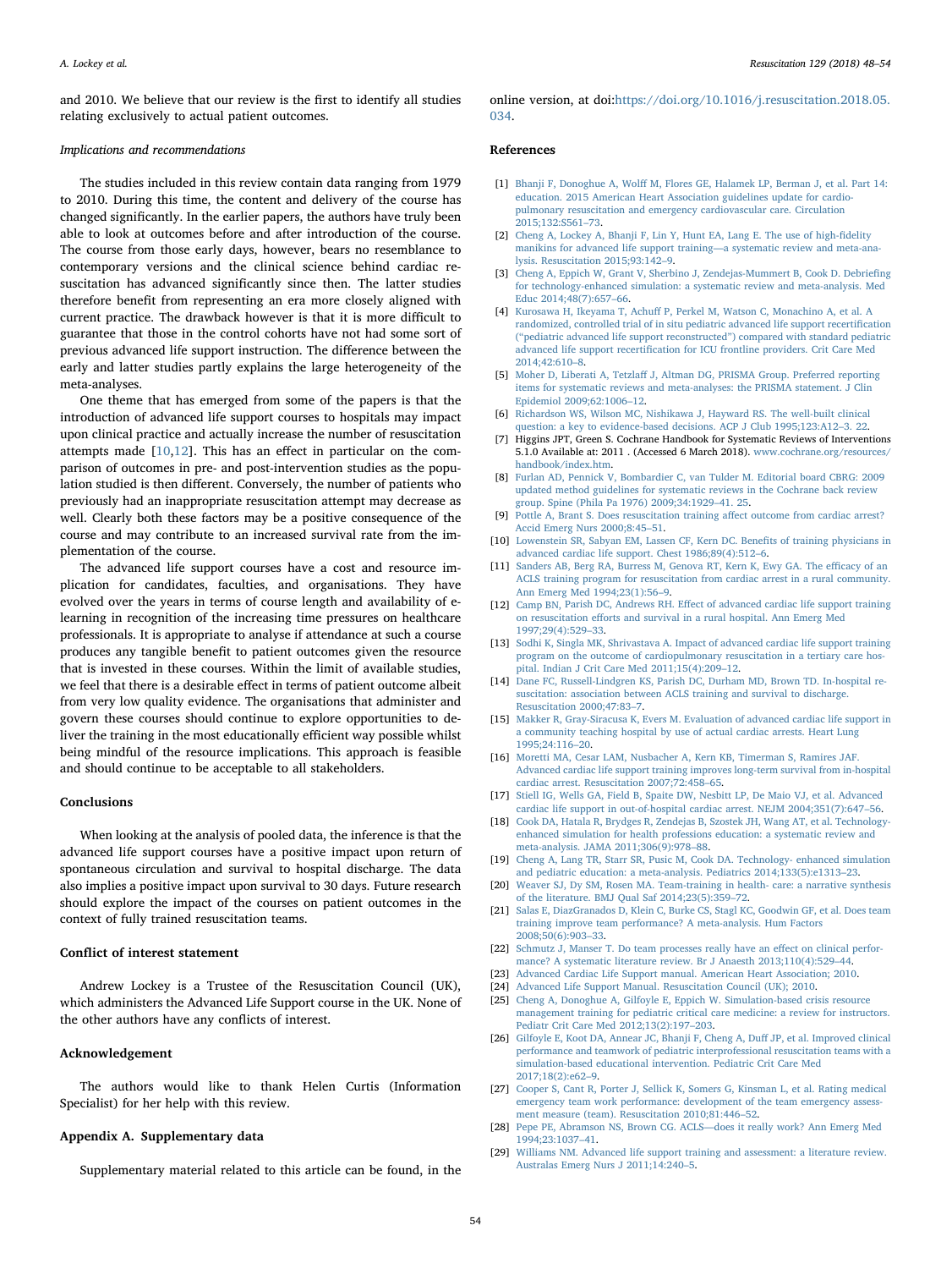and 2010. We believe that our review is the first to identify all studies relating exclusively to actual patient outcomes.

*Implications and recommendations*

The studies included in this review contain data ranging from 1979 to 2010. During this time, the content and delivery of the course has changed significantly. In the earlier papers, the authors have truly been able to look at outcomes before and after introduction of the course. The course from those early days, however, bears no resemblance to contemporary versions and the clinical science behind cardiac resuscitation has advanced significantly since then. The latter studies therefore benefit from representing an era more closely aligned with current practice. The drawback however is that it is more difficult to guarantee that those in the control cohorts have not had some sort of previous advanced life support instruction. The difference between the early and latter studies partly explains the large heterogeneity of the meta-analyses.

One theme that has emerged from some of the papers is that the introduction of advanced life support courses to hospitals may impact upon clinical practice and actually increase the number of resuscitation attempts made [10,12]. This has an effect in particular on the comparison of outcomes in pre- and post-intervention studies as the population studied is then different. Conversely, the number of patients who previously had an inappropriate resuscitation attempt may decrease as well. Clearly both these factors may be a positive consequence of the course and may contribute to an increased survival rate from the implementation of the course.

The advanced life support courses have a cost and resource implication for candidates, faculties, and organisations. They have evolved over the years in terms of course length and availability of e-learning in recognition of the increasing time pressures on healthcare professionals. It is appropriate to analyse if attendance at such a course produces any tangible benefit to patient outcomes given the resource that is invested in these courses. Within the limit of available studies, we feel that there is a desirable effect in terms of patient outcome albeit from very low quality evidence. The organisations that administer and govern these courses should continue to explore opportunities to deliver the training in the most educationally efficient way possible whilst being mindful of the resource implications. This approach is feasible and should continue to be acceptable to all stakeholders.

## Conclusions

When looking at the analysis of pooled data, the inference is that the advanced life support courses have a positive impact upon return of spontaneous circulation and survival to hospital discharge. The data also implies a positive impact upon survival to 30 days. Future research should explore the impact of the courses on patient outcomes in the context of fully trained resuscitation teams.

## Conflict of interest statement

Andrew Lockey is a Trustee of the Resuscitation Council (UK), which administers the Advanced Life Support course in the UK. None of the other authors have any conflicts of interest.

## Acknowledgement

The authors would like to thank Helen Curtis (Information Specialist) for her help with this review.

## Appendix A. Supplementary data

Supplementary material related to this article can be found, in the online version, at doi:https://doi.org/10.1016/j.resuscitation.2018.05.034.

## References

[1] Bhanji F, Donoghue A, Wolff M, Flores GE, Halamek LP, Berman J, et al. Part 14: education. 2015 American Heart Association guidelines update for cardiopulmonary resuscitation and emergency cardiovascular care. Circulation 2015;132:S561–73.

[2] Cheng A, Lockey A, Bhanji F, Lin Y, Hunt EA, Lang E. The use of high-fidelity manikins for advanced life support training—a systematic review and meta-analysis. Resuscitation 2015;93:142–9.

[3] Cheng A, Eppich W, Grant V, Sherbino J, Zendejas-Mummert B, Cook D. Debriefing for technology-enhanced simulation: a systematic review and meta-analysis. Med Educ 2014;48(7):657–66.

[4] Kurosawa H, Ikeyama T, Achuff P, Perkel M, Watson C, Monachino A, et al. A randomized, controlled trial of in situ pediatric advanced life support recertification ("pediatric advanced life support reconstructed") compared with standard pediatric advanced life support recertification for ICU frontline providers. Crit Care Med 2014;42:610–8.

[5] Moher D, Liberati A, Tetzlaff J, Altman DG, PRISMA Group. Preferred reporting items for systematic reviews and meta-analyses: the PRISMA statement. J Clin Epidemiol 2009;62:1006–12.

[6] Richardson WS, Wilson MC, Nishikawa J, Hayward RS. The well-built clinical question: a key to evidence-based decisions. ACP J Club 1995;123:A12–3. 22.

[7] Higgins JPT, Green S. Cochrane Handbook for Systematic Reviews of Interventions 5.1.0 Available at: 2011 . (Accessed 6 March 2018). www.cochrane.org/resources/handbook/index.htm.

[8] Furlan AD, Pennick V, Bombardier C, van Tulder M. Editorial board CBRG: 2009 updated method guidelines for systematic reviews in the Cochrane back review group. Spine (Phila Pa 1976) 2009;34:1929–41. 25.

[9] Pottle A, Brant S. Does resuscitation training affect outcome from cardiac arrest? Accid Emerg Nurs 2000;8:45–51.

[10] Lowenstein SR, Sabyan EM, Lassen CF, Kern DC. Benefits of training physicians in advanced cardiac life support. Chest 1986;89(4):512–6.

[11] Sanders AB, Berg RA, Burress M, Genova RT, Kern K, Ewy GA. The efficacy of an ACLS training program for resuscitation from cardiac arrest in a rural community. Ann Emerg Med 1994;23(1):56–9.

[12] Camp BN, Parish DC, Andrews RH. Effect of advanced cardiac life support training on resuscitation efforts and survival in a rural hospital. Ann Emerg Med 1997;29(4):529–33.

[13] Sodhi K, Singla MK, Shrivastava A. Impact of advanced cardiac life support training program on the outcome of cardiopulmonary resuscitation in a tertiary care hospital. Indian J Crit Care Med 2011;15(4):209–12.

[14] Dane FC, Russell-Lindgren KS, Parish DC, Durham MD, Brown TD. In-hospital resuscitation: association between ACLS training and survival to discharge. Resuscitation 2000;47:83–7.

[15] Makker R, Gray-Siracusa K, Evers M. Evaluation of advanced cardiac life support in a community teaching hospital by use of actual cardiac arrests. Heart Lung 1995;24:116–20.

[16] Moretti MA, Cesar LAM, Nusbacher A, Kern KB, Timerman S, Ramires JAF. Advanced cardiac life support training improves long-term survival from in-hospital cardiac arrest. Resuscitation 2007;72:458–65.

[17] Stiell IG, Wells GA, Field B, Spaite DW, Nesbitt LP, De Maio VJ, et al. Advanced cardiac life support in out-of-hospital cardiac arrest. NEJM 2004;351(7):647–56.

[18] Cook DA, Hatala R, Brydges R, Zendejas B, Szostek JH, Wang AT, et al. Technology-enhanced simulation for health professions education: a systematic review and meta-analysis. JAMA 2011;306(9):978–88.

[19] Cheng A, Lang TR, Starr SR, Pusic M, Cook DA. Technology- enhanced simulation and pediatric education: a meta-analysis. Pediatrics 2014;133(5):e1313–23.

[20] Weaver SJ, Dy SM, Rosen MA. Team-training in health- care: a narrative synthesis of the literature. BMJ Qual Saf 2014;23(5):359–72.

[21] Salas E, DiazGranados D, Klein C, Burke CS, Stagl KC, Goodwin GF, et al. Does team training improve team performance? A meta-analysis. Hum Factors 2008;50(6):903–33.

[22] Schmutz J, Manser T. Do team processes really have an effect on clinical performance? A systematic literature review. Br J Anaesth 2013;110(4):529–44.

[23] Advanced Cardiac Life Support manual. American Heart Association; 2010.

[24] Advanced Life Support Manual. Resuscitation Council (UK); 2010.

[25] Cheng A, Donoghue A, Gilfoyle E, Eppich W. Simulation-based crisis resource management training for pediatric critical care medicine: a review for instructors. Pediatr Crit Care Med 2012;13(2):197–203.

[26] Gilfoyle E, Koot DA, Annear JC, Bhanji F, Cheng A, Duff JP, et al. Improved clinical performance and teamwork of pediatric interprofessional resuscitation teams with a simulation-based educational intervention. Pediatric Crit Care Med 2017;18(2):e62–9.

[27] Cooper S, Cant R, Porter J, Sellick K, Somers G, Kinsman L, et al. Rating medical emergency team work performance: development of the team emergency assessment measure (team). Resuscitation 2010;81:446–52.

[28] Pepe PE, Abramson NS, Brown CG. ACLS—does it really work? Ann Emerg Med 1994;23:1037–41.

[29] Williams NM. Advanced life support training and assessment: a literature review. Australas Emerg Nurs J 2011;14:240–5.